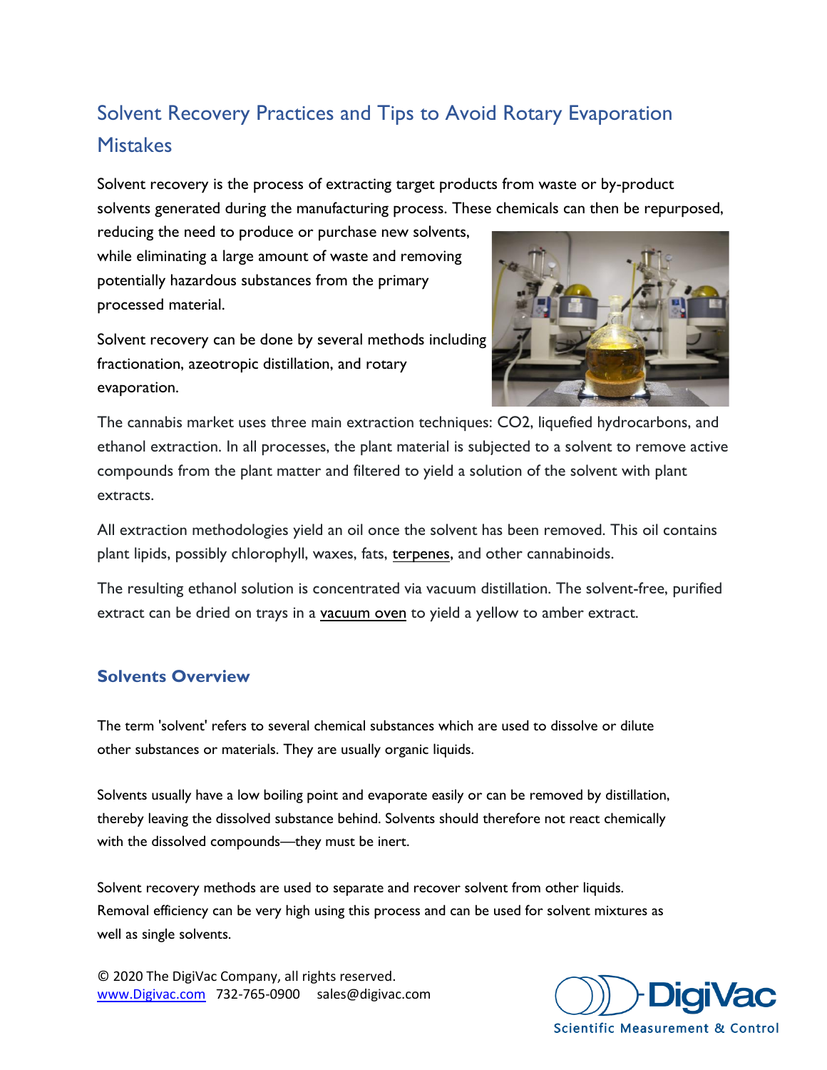# Solvent Recovery Practices and Tips to Avoid Rotary Evaporation Mistakes

Solvent recovery is the process of extracting target products from waste or by-product solvents generated during the manufacturing process. These chemicals can then be repurposed, reducing the need to produce or purchase new solvents, while eliminating a large amount of waste and removing potentially hazardous substances from the primary processed material.

Solvent recovery can be done by several methods including fractionation, azeotropic distillation, and rotary evaporation.

The cannabis market uses three main extraction techniques: $CO_2$, liquefied hydrocarbons, and ethanol extraction. In all processes, the plant material is subjected to a solvent to remove active compounds from the plant matter and filtered to yield a solution of the solvent with plant extracts.

All extraction methodologies yield an oil once the solvent has been removed. This oil contains plant lipids, possibly chlorophyll, waxes, fats, terpenes, and other cannabinoids.

The resulting ethanol solution is concentrated via vacuum distillation. The solvent-free, purified extract can be dried on trays in a vacuum oven to yield a yellow to amber extract.

## Solvents Overview

The term 'solvent' refers to several chemical substances which are used to dissolve or dilute other substances or materials. They are usually organic liquids.

Solvents usually have a low boiling point and evaporate easily or can be removed by distillation, thereby leaving the dissolved substance behind. Solvents should therefore not react chemically with the dissolved compounds—they must be inert.

Solvent recovery methods are used to separate and recover solvent from other liquids. Removal efficiency can be very high using this process and can be used for solvent mixtures as well as single solvents.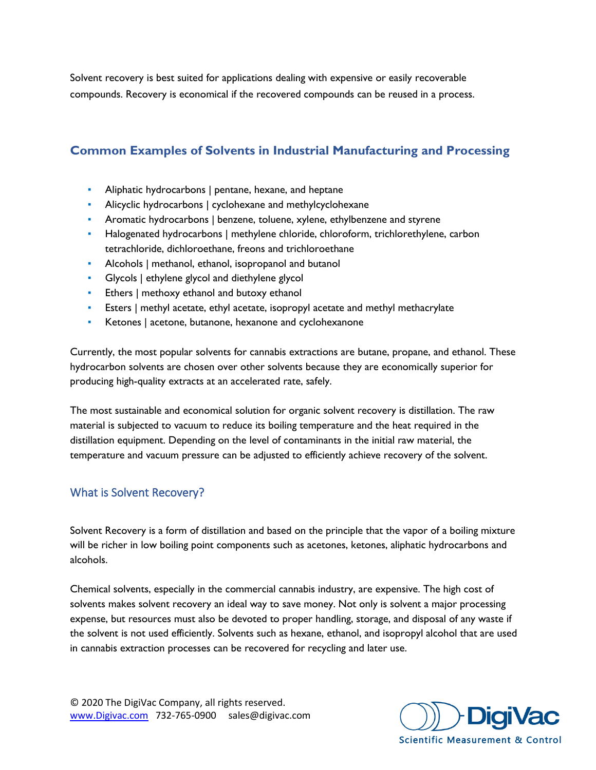Solvent recovery is best suited for applications dealing with expensive or easily recoverable compounds. Recovery is economical if the recovered compounds can be reused in a process.

## Common Examples of Solvents in Industrial Manufacturing and Processing

- Aliphatic hydrocarbons | pentane, hexane, and heptane
- Alicyclic hydrocarbons | cyclohexane and methylcyclohexane
- Aromatic hydrocarbons | benzene, toluene, xylene, ethylbenzene and styrene
- Halogenated hydrocarbons | methylene chloride, chloroform, trichlorethylene, carbon tetrachloride, dichloroethane, freons and trichloroethane
- Alcohols | methanol, ethanol, isopropanol and butanol
- Glycols | ethylene glycol and diethylene glycol
- Ethers | methoxy ethanol and butoxy ethanol
- Esters | methyl acetate, ethyl acetate, isopropyl acetate and methyl methacrylate
- Ketones | acetone, butanone, hexanone and cyclohexanone

Currently, the most popular solvents for cannabis extractions are butane, propane, and ethanol. These hydrocarbon solvents are chosen over other solvents because they are economically superior for producing high-quality extracts at an accelerated rate, safely.

The most sustainable and economical solution for organic solvent recovery is distillation. The raw material is subjected to vacuum to reduce its boiling temperature and the heat required in the distillation equipment. Depending on the level of contaminants in the initial raw material, the temperature and vacuum pressure can be adjusted to efficiently achieve recovery of the solvent.

### What is Solvent Recovery?

Solvent Recovery is a form of distillation and based on the principle that the vapor of a boiling mixture will be richer in low boiling point components such as acetones, ketones, aliphatic hydrocarbons and alcohols.

Chemical solvents, especially in the commercial cannabis industry, are expensive. The high cost of solvents makes solvent recovery an ideal way to save money. Not only is solvent a major processing expense, but resources must also be devoted to proper handling, storage, and disposal of any waste if the solvent is not used efficiently. Solvents such as hexane, ethanol, and isopropyl alcohol that are used in cannabis extraction processes can be recovered for recycling and later use.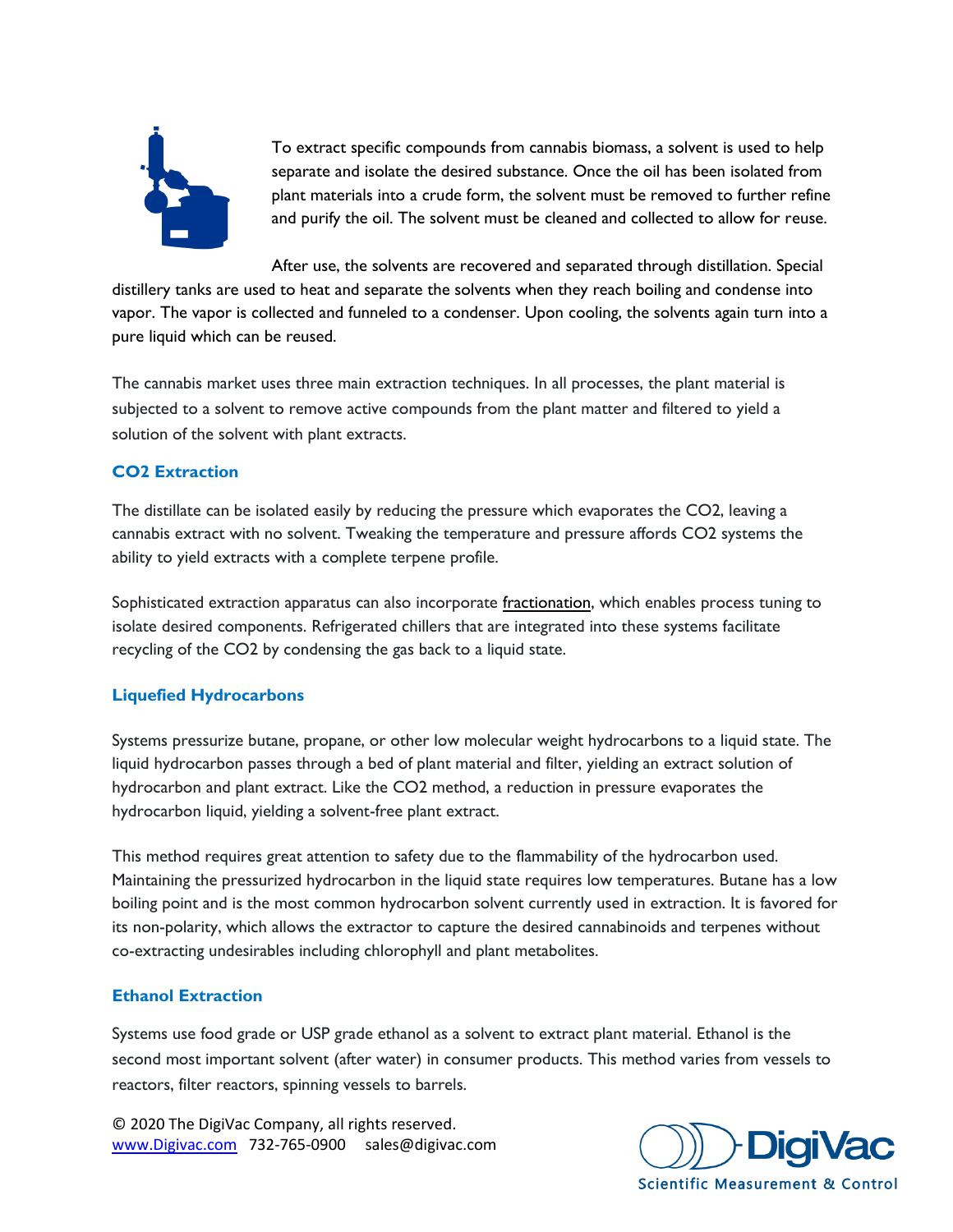To extract specific compounds from cannabis biomass, a solvent is used to help separate and isolate the desired substance. Once the oil has been isolated from plant materials into a crude form, the solvent must be removed to further refine and purify the oil. The solvent must be cleaned and collected to allow for reuse.

After use, the solvents are recovered and separated through distillation. Special distillery tanks are used to heat and separate the solvents when they reach boiling and condense into vapor. The vapor is collected and funneled to a condenser. Upon cooling, the solvents again turn into a pure liquid which can be reused.

The cannabis market uses three main extraction techniques. In all processes, the plant material is subjected to a solvent to remove active compounds from the plant matter and filtered to yield a solution of the solvent with plant extracts.

### $CO_2$ Extraction

The distillate can be isolated easily by reducing the pressure which evaporates the $CO_2$, leaving a cannabis extract with no solvent. Tweaking the temperature and pressure affords $CO_2$ systems the ability to yield extracts with a complete terpene profile.

Sophisticated extraction apparatus can also incorporate fractionation, which enables process tuning to isolate desired components. Refrigerated chillers that are integrated into these systems facilitate recycling of the $CO_2$ by condensing the gas back to a liquid state.

### Liquefied Hydrocarbons

Systems pressurize butane, propane, or other low molecular weight hydrocarbons to a liquid state. The liquid hydrocarbon passes through a bed of plant material and filter, yielding an extract solution of hydrocarbon and plant extract. Like the $CO_2$ method, a reduction in pressure evaporates the hydrocarbon liquid, yielding a solvent-free plant extract.

This method requires great attention to safety due to the flammability of the hydrocarbon used. Maintaining the pressurized hydrocarbon in the liquid state requires low temperatures. Butane has a low boiling point and is the most common hydrocarbon solvent currently used in extraction. It is favored for its non-polarity, which allows the extractor to capture the desired cannabinoids and terpenes without co-extracting undesirables including chlorophyll and plant metabolites.

### Ethanol Extraction

Systems use food grade or USP grade ethanol as a solvent to extract plant material. Ethanol is the second most important solvent (after water) in consumer products. This method varies from vessels to reactors, filter reactors, spinning vessels to barrels.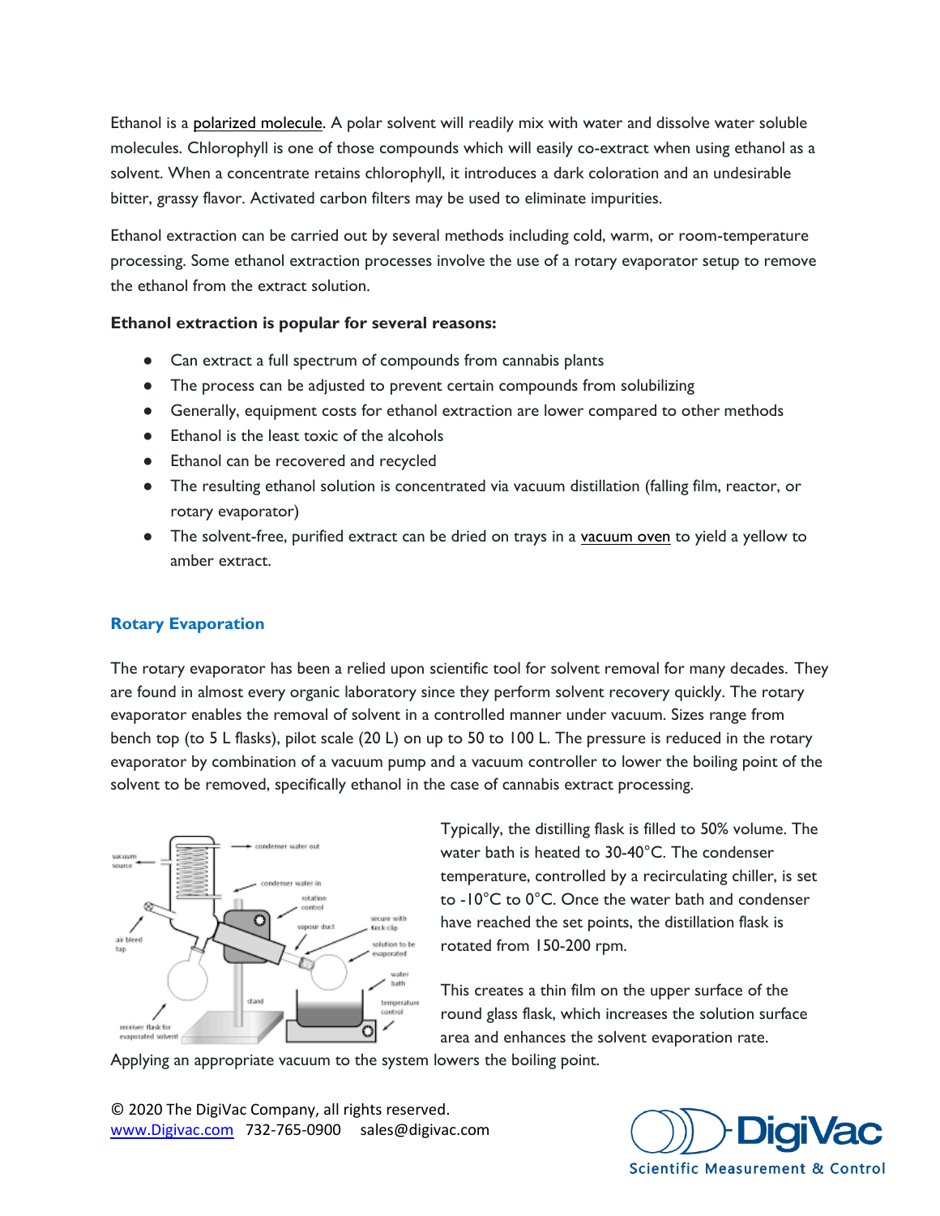Ethanol is a polarized molecule. A polar solvent will readily mix with water and dissolve water soluble molecules. Chlorophyll is one of those compounds which will easily co-extract when using ethanol as a solvent. When a concentrate retains chlorophyll, it introduces a dark coloration and an undesirable bitter, grassy flavor. Activated carbon filters may be used to eliminate impurities.

Ethanol extraction can be carried out by several methods including cold, warm, or room-temperature processing. Some ethanol extraction processes involve the use of a rotary evaporator setup to remove the ethanol from the extract solution.

**Ethanol extraction is popular for several reasons:**

- Can extract a full spectrum of compounds from cannabis plants
- The process can be adjusted to prevent certain compounds from solubilizing
- Generally, equipment costs for ethanol extraction are lower compared to other methods
- Ethanol is the least toxic of the alcohols
- Ethanol can be recovered and recycled
- The resulting ethanol solution is concentrated via vacuum distillation (falling film, reactor, or rotary evaporator)
- The solvent-free, purified extract can be dried on trays in a vacuum oven to yield a yellow to amber extract.

## Rotary Evaporation

The rotary evaporator has been a relied upon scientific tool for solvent removal for many decades. They are found in almost every organic laboratory since they perform solvent recovery quickly. The rotary evaporator enables the removal of solvent in a controlled manner under vacuum. Sizes range from bench top (to 5 L flasks), pilot scale (20 L) on up to 50 to 100 L. The pressure is reduced in the rotary evaporator by combination of a vacuum pump and a vacuum controller to lower the boiling point of the solvent to be removed, specifically ethanol in the case of cannabis extract processing.

Typically, the distilling flask is filled to 50% volume. The water bath is heated to 30-40°C. The condenser temperature, controlled by a recirculating chiller, is set to -10°C to 0°C. Once the water bath and condenser have reached the set points, the distillation flask is rotated from 150-200 rpm.

This creates a thin film on the upper surface of the round glass flask, which increases the solution surface area and enhances the solvent evaporation rate. Applying an appropriate vacuum to the system lowers the boiling point.

© 2020 The DigiVac Company, all rights reserved.
www.Digivac.com 732-765-0900 sales@digivac.com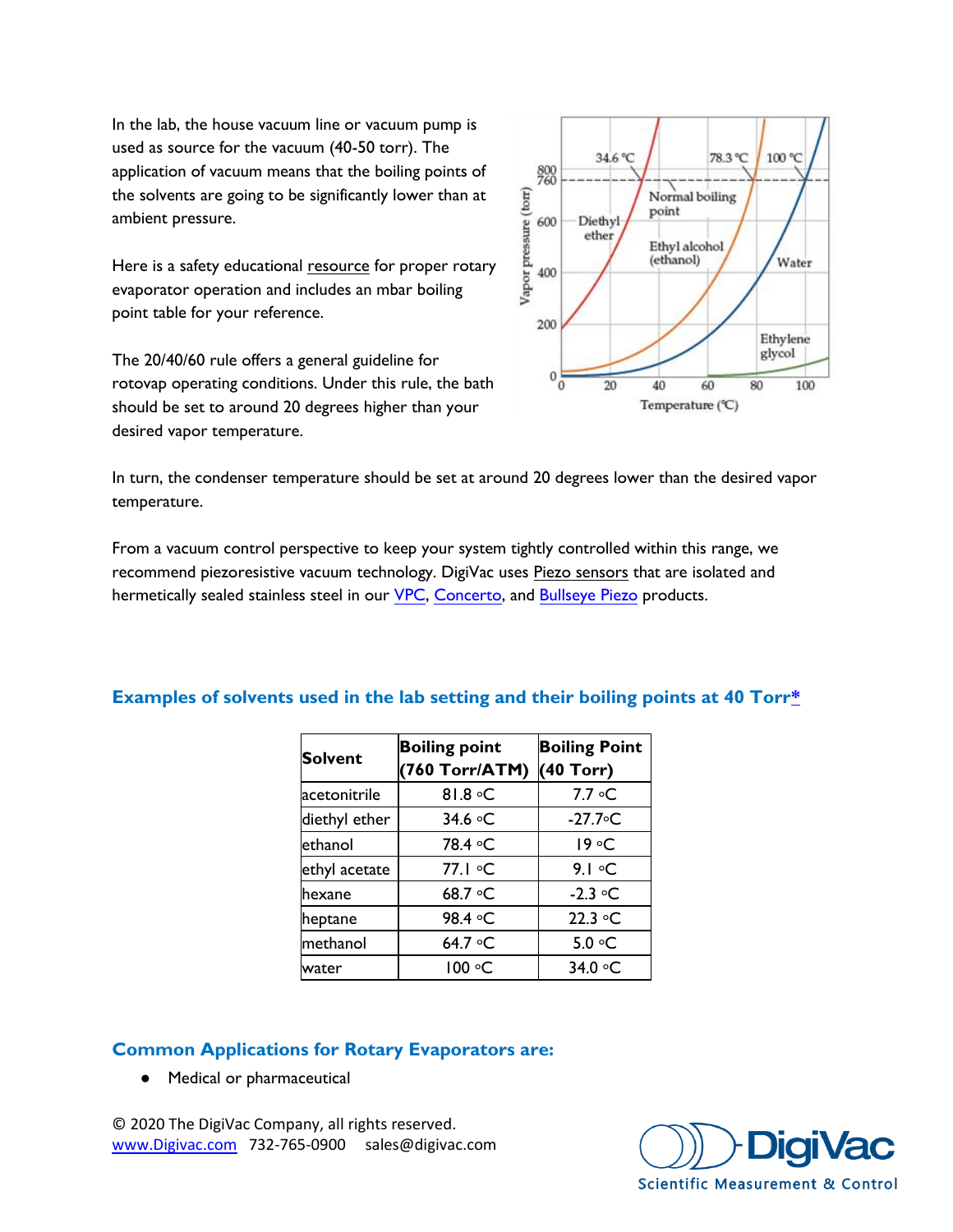In the lab, the house vacuum line or vacuum pump is used as source for the vacuum (40-50 torr). The application of vacuum means that the boiling points of the solvents are going to be significantly lower than at ambient pressure.

Here is a safety educational resource for proper rotary evaporator operation and includes an mbar boiling point table for your reference.

The 20/40/60 rule offers a general guideline for rotovap operating conditions. Under this rule, the bath should be set to around 20 degrees higher than your desired vapor temperature.

In turn, the condenser temperature should be set at around 20 degrees lower than the desired vapor temperature.

From a vacuum control perspective to keep your system tightly controlled within this range, we recommend piezoresistive vacuum technology. DigiVac uses Piezo sensors that are isolated and hermetically sealed stainless steel in our VPC, Concerto, and Bullseye Piezo products.

### Examples of solvents used in the lab setting and their boiling points at 40 Torr*

| Solvent | Boiling point (760 Torr/ATM) | Boiling Point (40 Torr) |
|---|---|---|
| acetonitrile | 81.8 °C | 7.7 °C |
| diethyl ether | 34.6 °C | -27.7°C |
| ethanol | 78.4 °C | 19 °C |
| ethyl acetate | 77.1 °C | 9.1 °C |
| hexane | 68.7 °C | -2.3 °C |
| heptane | 98.4 °C | 22.3 °C |
| methanol | 64.7 °C | 5.0 °C |
| water | 100 °C | 34.0 °C |

### Common Applications for Rotary Evaporators are:

- Medical or pharmaceutical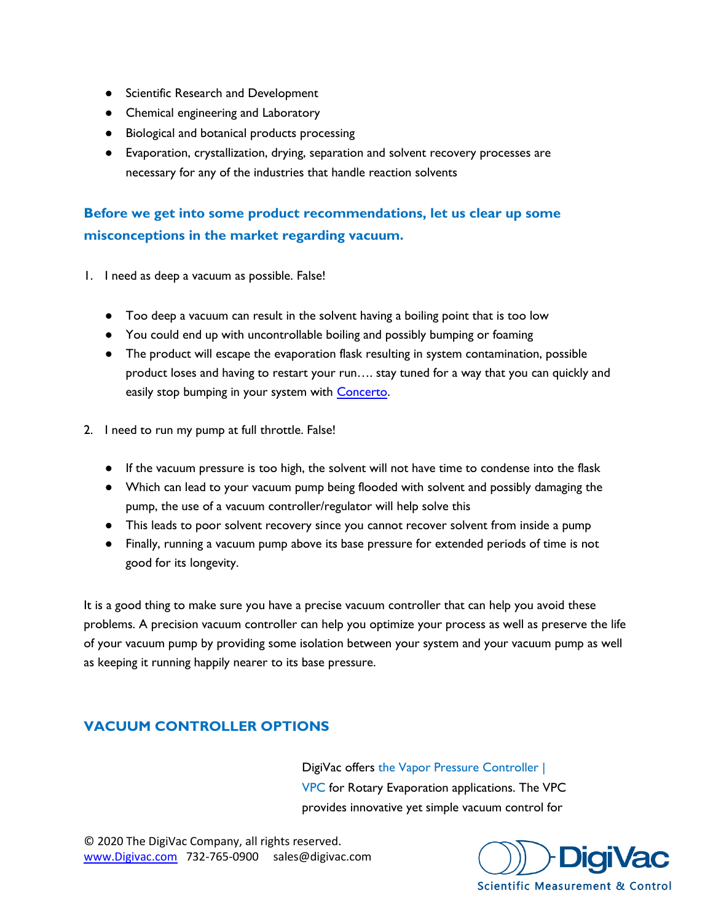- Scientific Research and Development
- Chemical engineering and Laboratory
- Biological and botanical products processing
- Evaporation, crystallization, drying, separation and solvent recovery processes are necessary for any of the industries that handle reaction solvents

## Before we get into some product recommendations, let us clear up some misconceptions in the market regarding vacuum.

1. I need as deep a vacuum as possible. False!

   - Too deep a vacuum can result in the solvent having a boiling point that is too low
   - You could end up with uncontrollable boiling and possibly bumping or foaming
   - The product will escape the evaporation flask resulting in system contamination, possible product loses and having to restart your run…. stay tuned for a way that you can quickly and easily stop bumping in your system with Concerto.

2. I need to run my pump at full throttle. False!

   - If the vacuum pressure is too high, the solvent will not have time to condense into the flask
   - Which can lead to your vacuum pump being flooded with solvent and possibly damaging the pump, the use of a vacuum controller/regulator will help solve this
   - This leads to poor solvent recovery since you cannot recover solvent from inside a pump
   - Finally, running a vacuum pump above its base pressure for extended periods of time is not good for its longevity.

It is a good thing to make sure you have a precise vacuum controller that can help you avoid these problems. A precision vacuum controller can help you optimize your process as well as preserve the life of your vacuum pump by providing some isolation between your system and your vacuum pump as well as keeping it running happily nearer to its base pressure.

## VACUUM CONTROLLER OPTIONS

DigiVac offers the Vapor Pressure Controller | VPC for Rotary Evaporation applications. The VPC provides innovative yet simple vacuum control for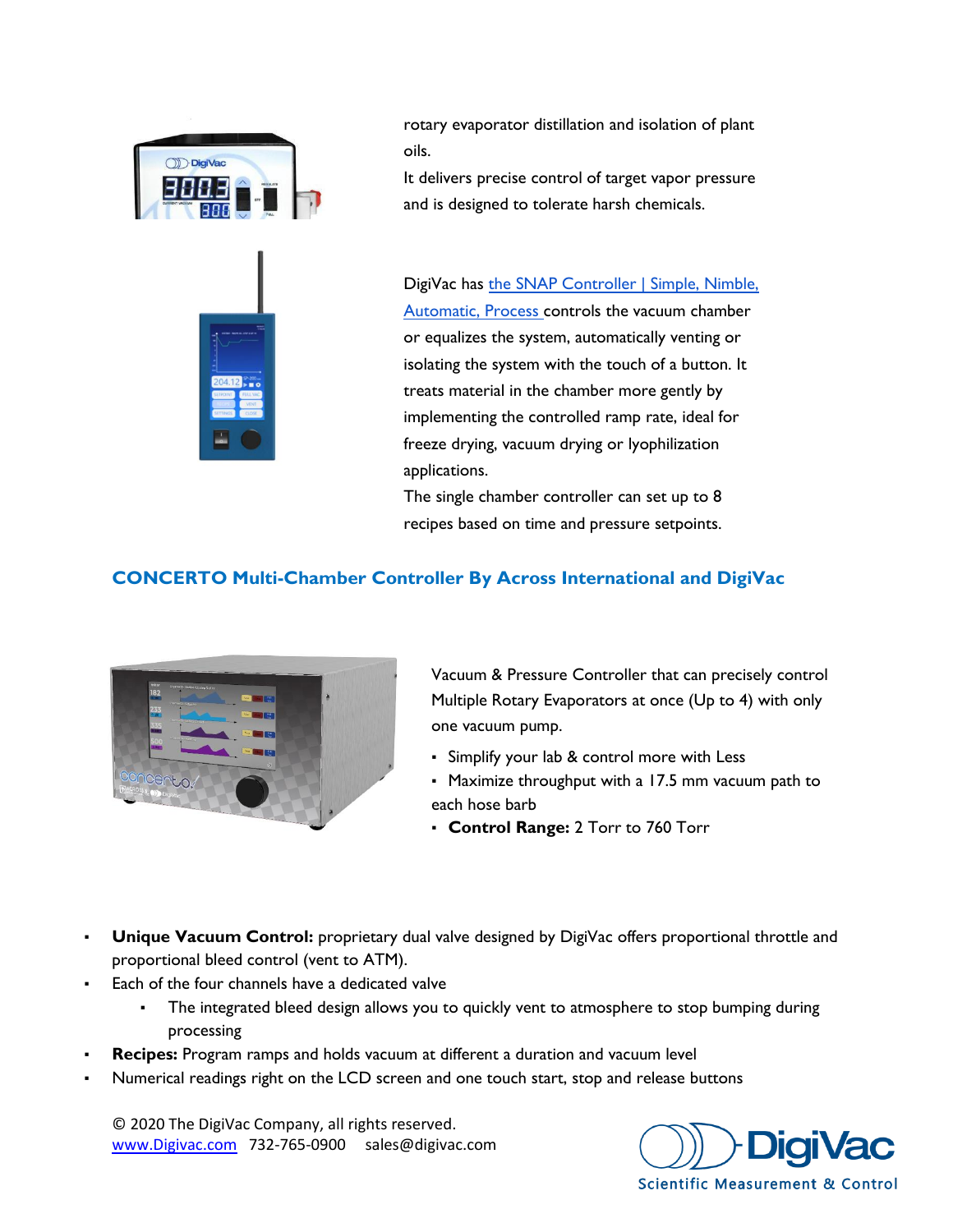rotary evaporator distillation and isolation of plant oils.

It delivers precise control of target vapor pressure and is designed to tolerate harsh chemicals.

DigiVac has [the SNAP Controller | Simple, Nimble, Automatic, Process](https://www.digivac.com) controls the vacuum chamber or equalizes the system, automatically venting or isolating the system with the touch of a button. It treats material in the chamber more gently by implementing the controlled ramp rate, ideal for freeze drying, vacuum drying or lyophilization applications.

The single chamber controller can set up to 8 recipes based on time and pressure setpoints.

## CONCERTO Multi-Chamber Controller By Across International and DigiVac

Vacuum & Pressure Controller that can precisely control Multiple Rotary Evaporators at once (Up to 4) with only one vacuum pump.

- Simplify your lab & control more with Less
- Maximize throughput with a 17.5 mm vacuum path to each hose barb
- **Control Range:** 2 Torr to 760 Torr

- **Unique Vacuum Control:** proprietary dual valve designed by DigiVac offers proportional throttle and proportional bleed control (vent to ATM).
- Each of the four channels have a dedicated valve
  - The integrated bleed design allows you to quickly vent to atmosphere to stop bumping during processing
- **Recipes:** Program ramps and holds vacuum at different a duration and vacuum level
- Numerical readings right on the LCD screen and one touch start, stop and release buttons

© 2020 The DigiVac Company, all rights reserved.
[www.Digivac.com](http://www.Digivac.com) 732-765-0900 sales@digivac.com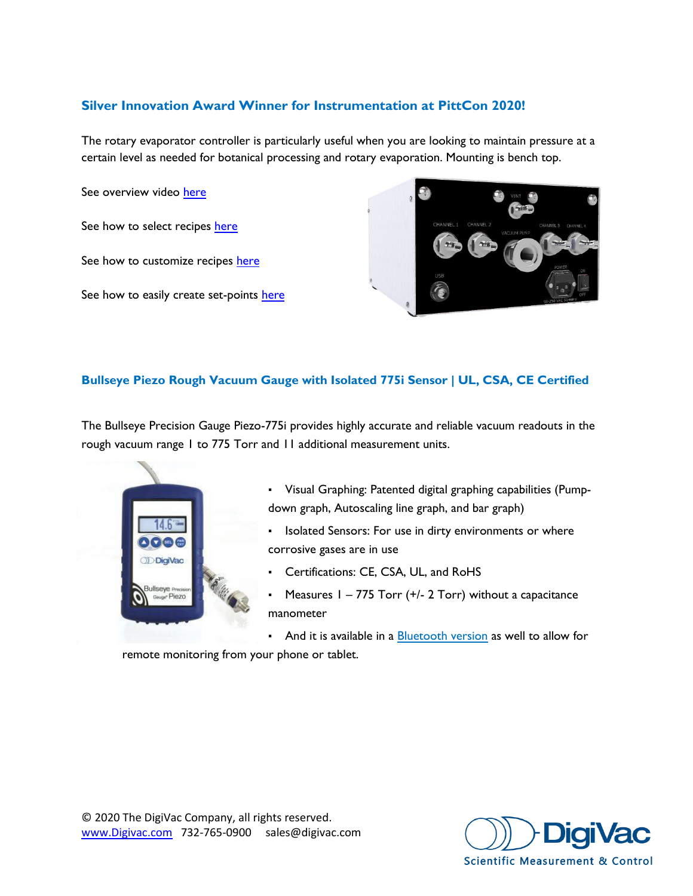## Silver Innovation Award Winner for Instrumentation at PittCon 2020!

The rotary evaporator controller is particularly useful when you are looking to maintain pressure at a certain level as needed for botanical processing and rotary evaporation. Mounting is bench top.

See overview video here

See how to select recipes here

See how to customize recipes here

See how to easily create set-points here

## Bullseye Piezo Rough Vacuum Gauge with Isolated 775i Sensor | UL, CSA, CE Certified

The Bullseye Precision Gauge Piezo-775i provides highly accurate and reliable vacuum readouts in the rough vacuum range 1 to 775 Torr and 11 additional measurement units.

- Visual Graphing: Patented digital graphing capabilities (Pump-down graph, Autoscaling line graph, and bar graph)
- Isolated Sensors: For use in dirty environments or where corrosive gases are in use
- Certifications: CE, CSA, UL, and RoHS
- Measures 1 – 775 Torr (+/- 2 Torr) without a capacitance manometer
- And it is available in a Bluetooth version as well to allow for remote monitoring from your phone or tablet.

© 2020 The DigiVac Company, all rights reserved.
www.Digivac.com 732-765-0900 sales@digivac.com

DigiVac Scientific Measurement & Control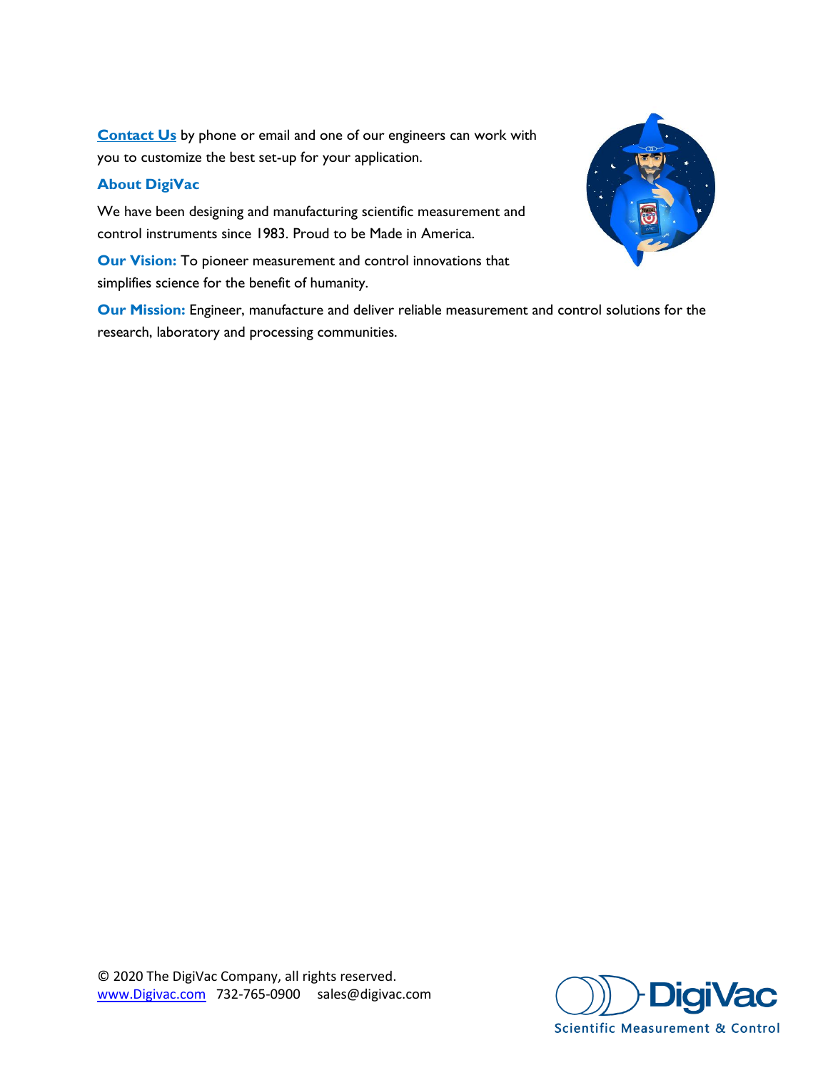**Contact Us** by phone or email and one of our engineers can work with you to customize the best set-up for your application.

## About DigiVac

We have been designing and manufacturing scientific measurement and control instruments since 1983. Proud to be Made in America.

**Our Vision:** To pioneer measurement and control innovations that simplifies science for the benefit of humanity.

**Our Mission:** Engineer, manufacture and deliver reliable measurement and control solutions for the research, laboratory and processing communities.

© 2020 The DigiVac Company, all rights reserved.
www.Digivac.com 732-765-0900 sales@digivac.com

DigiVac
Scientific Measurement & Control